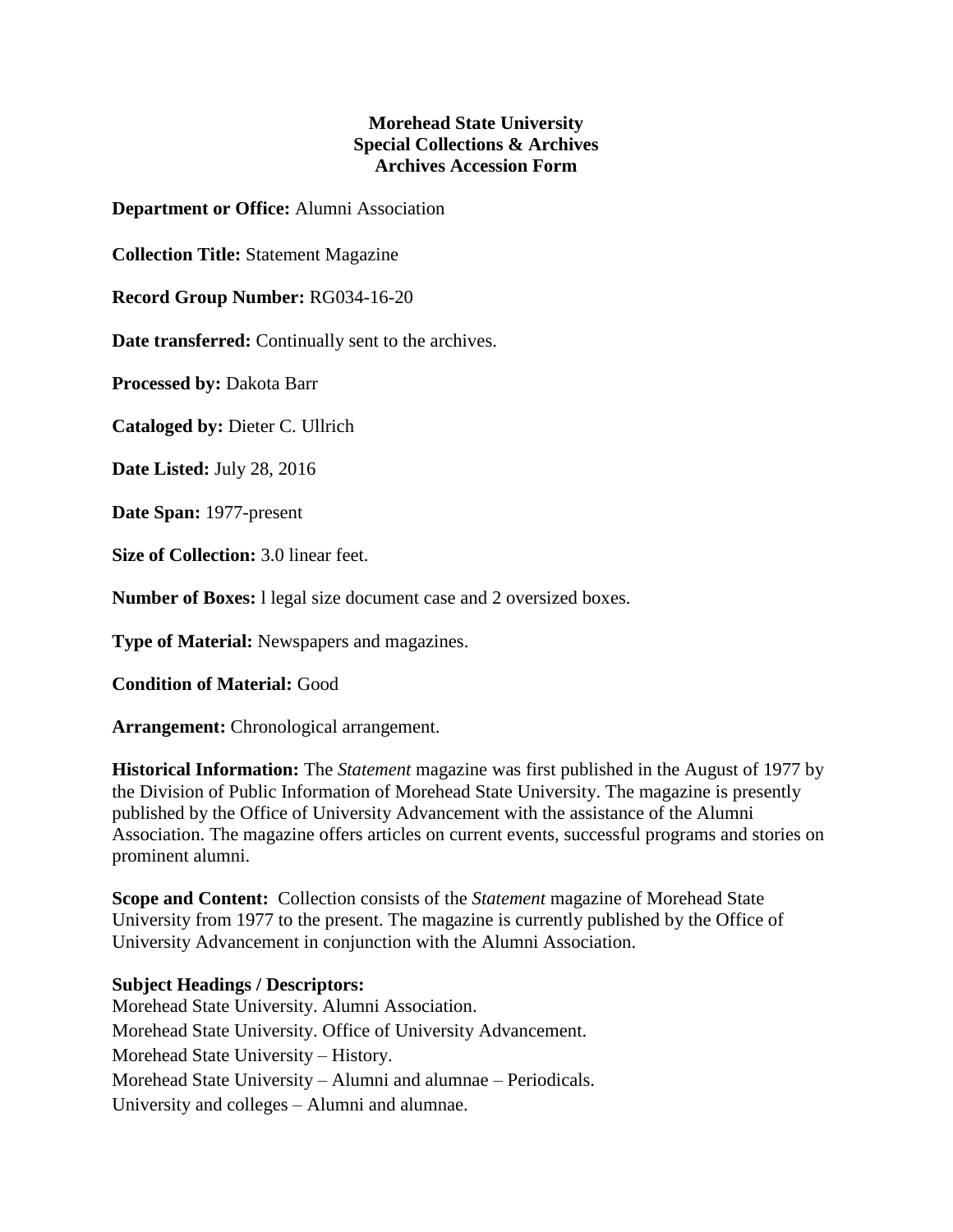**Morehead State University**
**Special Collections & Archives**
**Archives Accession Form**

**Department or Office:** Alumni Association

**Collection Title:** Statement Magazine

**Record Group Number:** RG034-16-20

**Date transferred:** Continually sent to the archives.

**Processed by:** Dakota Barr

**Cataloged by:** Dieter C. Ullrich

**Date Listed:** July 28, 2016

**Date Span:** 1977-present

**Size of Collection:** 3.0 linear feet.

**Number of Boxes:** l legal size document case and 2 oversized boxes.

**Type of Material:** Newspapers and magazines.

**Condition of Material:** Good

**Arrangement:** Chronological arrangement.

**Historical Information:** The *Statement* magazine was first published in the August of 1977 by the Division of Public Information of Morehead State University. The magazine is presently published by the Office of University Advancement with the assistance of the Alumni Association. The magazine offers articles on current events, successful programs and stories on prominent alumni.

**Scope and Content:** Collection consists of the *Statement* magazine of Morehead State University from 1977 to the present. The magazine is currently published by the Office of University Advancement in conjunction with the Alumni Association.

**Subject Headings / Descriptors:**
Morehead State University. Alumni Association.
Morehead State University. Office of University Advancement.
Morehead State University – History.
Morehead State University – Alumni and alumnae – Periodicals.
University and colleges – Alumni and alumnae.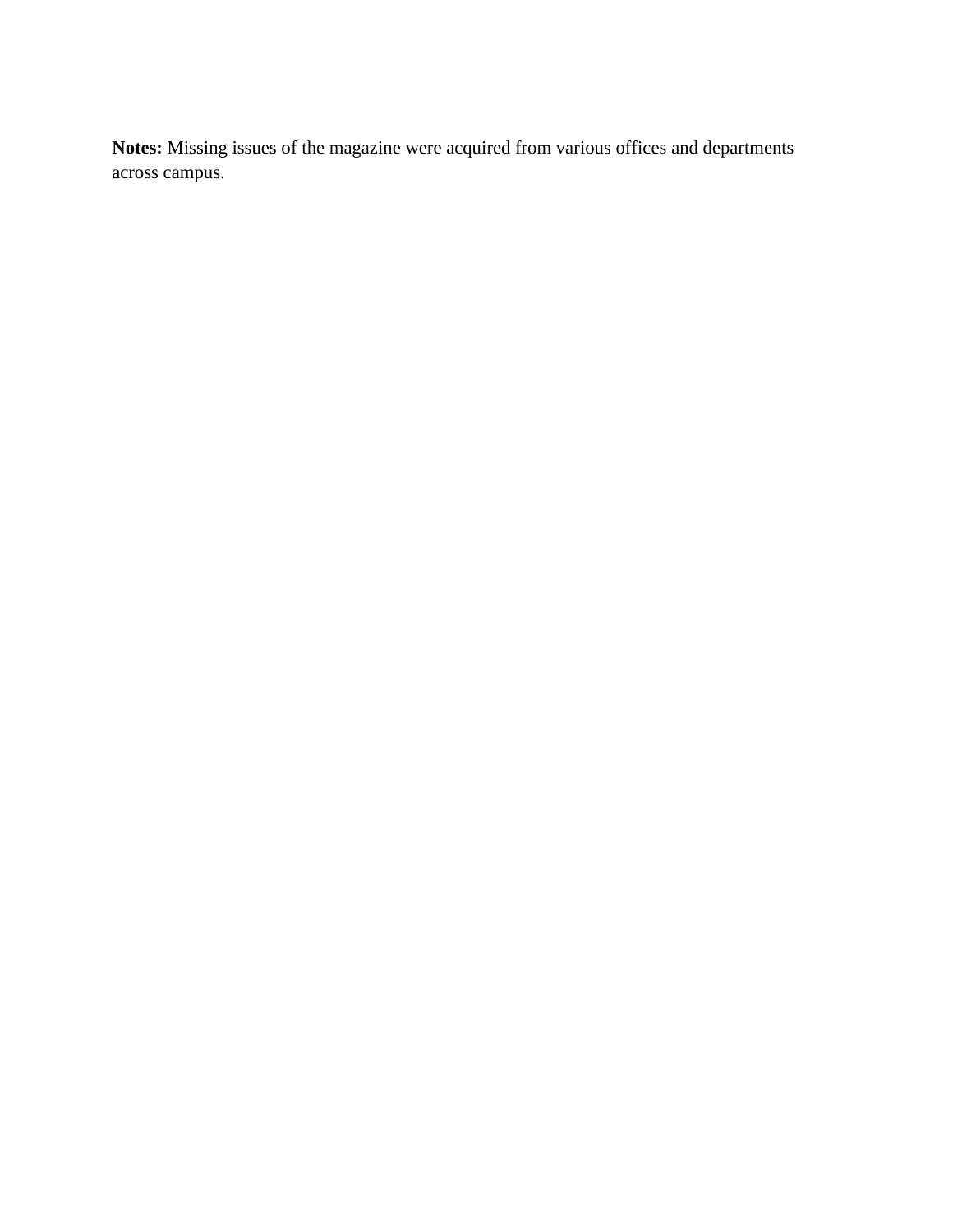**Notes:** Missing issues of the magazine were acquired from various offices and departments across campus.